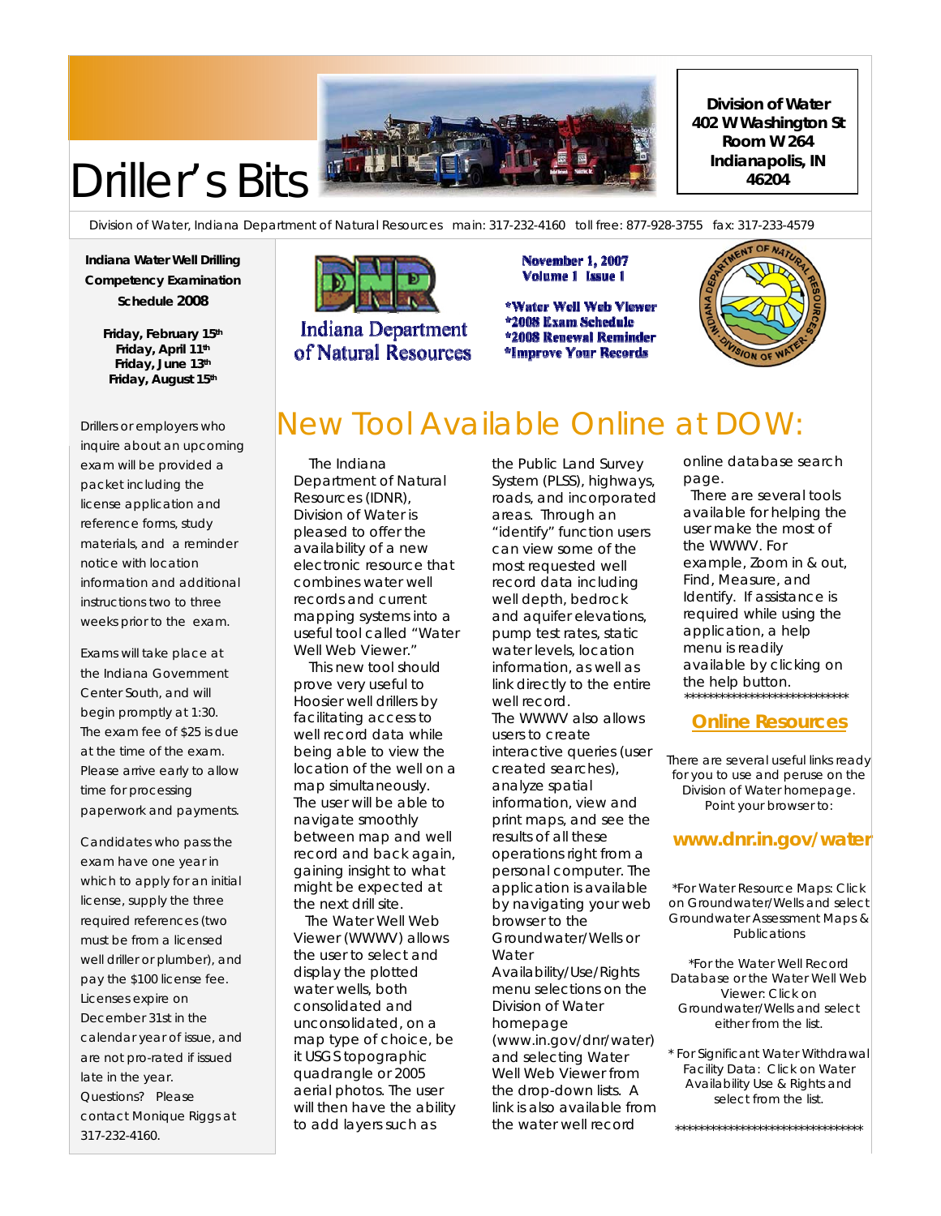# Driller's Bits

**Division of Water**
**402 W Washington St**
**Room W 264**
**Indianapolis, IN**
**46204**

Division of Water, Indiana Department of Natural Resources main: 317-232-4160 toll free: 877-928-3755 fax: 317-233-4579

**Indiana Water Well Drilling Competency Examination Schedule 2008**

**Friday, February 15th**
**Friday, April 11th**
**Friday, June 13th**
**Friday, August 15th**

Drillers or employers who inquire about an upcoming exam will be provided a packet including the license application and reference forms, study materials, and a reminder notice with location information and additional instructions two to three weeks prior to the exam.

Exams will take place at the Indiana Government Center South, and will begin promptly at 1:30. The exam fee of $25 is due at the time of the exam. Please arrive early to allow time for processing paperwork and payments.

Candidates who pass the exam have one year in which to apply for an initial license, supply the three required references (two must be from a licensed well driller or plumber), and pay the $100 license fee. Licenses expire on December 31st in the calendar year of issue, and are not pro-rated if issued late in the year. Questions? Please contact Monique Riggs at 317-232-4160.

Indiana Department of Natural Resources

**November 1, 2007**
**Volume 1 Issue 1**

**\*Water Well Web Viewer**
**\*2008 Exam Schedule**
**\*2008 Renewal Reminder**
**\*Improve Your Records**

# New Tool Available Online at DOW:

The Indiana Department of Natural Resources (IDNR), Division of Water is pleased to offer the availability of a new electronic resource that combines water well records and current mapping systems into a useful tool called "Water Well Web Viewer."

This new tool should prove very useful to Hoosier well drillers by facilitating access to well record data while being able to view the location of the well on a map simultaneously. The user will be able to navigate smoothly between map and well record and back again, gaining insight to what might be expected at the next drill site.

The Water Well Web Viewer (WWWV) allows the user to select and display the plotted water wells, both consolidated and unconsolidated, on a map type of choice, be it USGS topographic quadrangle or 2005 aerial photos. The user will then have the ability to add layers such as the Public Land Survey System (PLSS), highways, roads, and incorporated areas. Through an "identify" function users can view some of the most requested well record data including well depth, bedrock and aquifer elevations, pump test rates, static water levels, location information, as well as link directly to the entire well record.

The WWWV also allows users to create interactive queries (user created searches), analyze spatial information, view and print maps, and see the results of all these operations right from a personal computer. The application is available by navigating your web browser to the Groundwater/Wells or Water Availability/Use/Rights menu selections on the Division of Water homepage (www.in.gov/dnr/water) and selecting Water Well Web Viewer from the drop-down lists. A link is also available from the water well record online database search page.

There are several tools available for helping the user make the most of the WWWV. For example, Zoom in & out, Find, Measure, and Identify. If assistance is required while using the application, a help menu is readily available by clicking on the help button.

\*\*\*\*\*\*\*\*\*\*\*\*\*\*\*\*\*\*\*\*\*\*\*\*\*\*\*\*\*\*

## Online Resources

There are several useful links ready for you to use and peruse on the Division of Water homepage. Point your browser to:

**www.dnr.in.gov/water**

\*For Water Resource Maps: Click on Groundwater/Wells and select Groundwater Assessment Maps & Publications

\*For the Water Well Record Database or the Water Well Web Viewer: Click on Groundwater/Wells and select either from the list.

\* For Significant Water Withdrawal Facility Data: Click on Water Availability Use & Rights and select from the list.

\*\*\*\*\*\*\*\*\*\*\*\*\*\*\*\*\*\*\*\*\*\*\*\*\*\*\*\*\*\*\*\*\*\*\*\*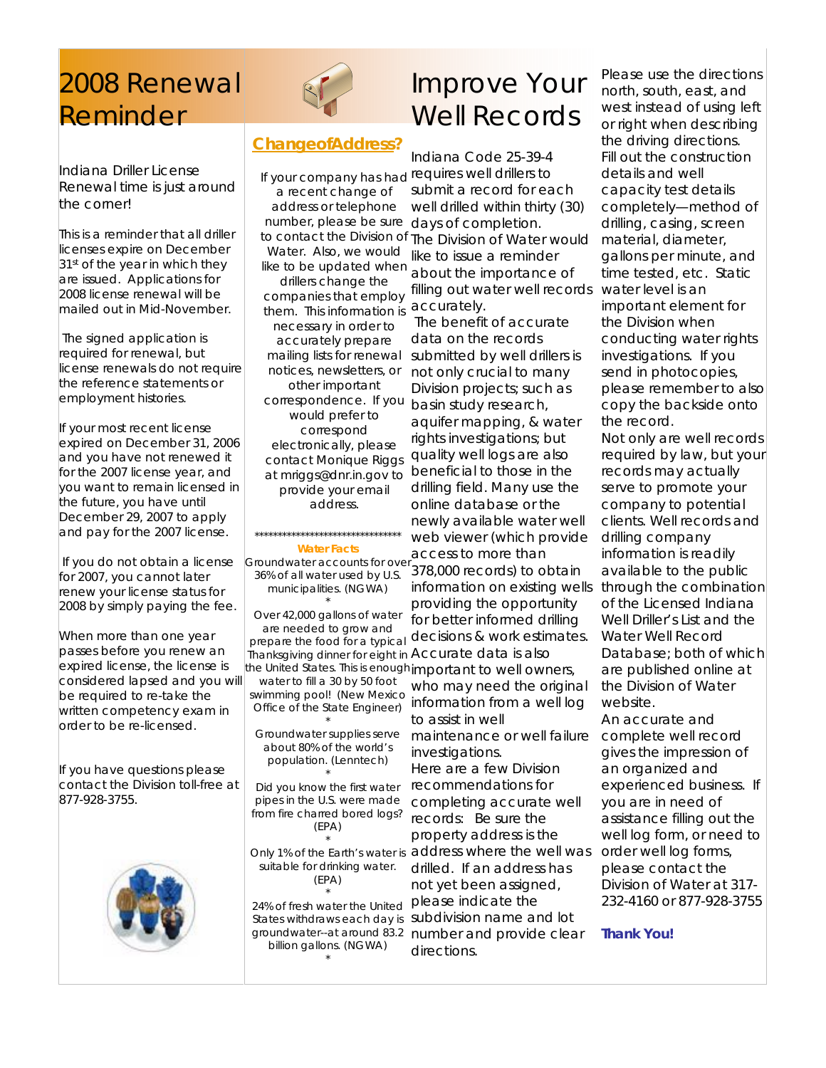# 2008 Renewal Reminder

Indiana Driller License Renewal time is just around the corner!

This is a reminder that all driller licenses expire on December 31st of the year in which they are issued. Applications for 2008 license renewal will be mailed out in Mid-November.

The signed application is required for renewal, but license renewals do not require the reference statements or employment histories.

If your most recent license expired on December 31, 2006 and you have not renewed it for the 2007 license year, and you want to remain licensed in the future, you have until December 29, 2007 to apply and pay for the 2007 license.

If you do not obtain a license for 2007, you cannot later renew your license status for 2008 by simply paying the fee.

When more than one year passes before you renew an expired license, the license is considered lapsed and you will be required to re-take the written competency exam in order to be re-licensed.

If you have questions please contact the Division toll-free at 877-928-3755.

## ChangeofAddress?

If your company has had a recent change of address or telephone number, please be sure to contact the Division of Water. Also, we would like to be updated when drillers change the companies that employ them. This information is necessary in order to accurately prepare mailing lists for renewal notices, newsletters, or other important correspondence. If you would prefer to correspond electronically, please contact Monique Riggs at mriggs@dnr.in.gov to provide your email address.

********************************

**Water Facts**

Groundwater accounts for over 36% of all water used by U.S. municipalities. (NGWA)

*

Over 42,000 gallons of water are needed to grow and prepare the food for a typical Thanksgiving dinner for eight in the United States. This is enough water to fill a 30 by 50 foot swimming pool! (New Mexico Office of the State Engineer)

*

Groundwater supplies serve about 80% of the world's population. (Lenntech)

*

Did you know the first water pipes in the U.S. were made from fire charred bored logs? (EPA)

*

Only 1% of the Earth's water is suitable for drinking water. (EPA)

*

24% of fresh water the United States withdraws each day is groundwater--at around 83.2 billion gallons. (NGWA)

*

# Improve Your Well Records

Indiana Code 25-39-4 requires well drillers to submit a record for each well drilled within thirty (30) days of completion.

The Division of Water would like to issue a reminder about the importance of filling out water well records accurately.

The benefit of accurate data on the records submitted by well drillers is not only crucial to many Division projects; such as basin study research, aquifer mapping, & water rights investigations; but quality well logs are also beneficial to those in the drilling field. Many use the online database or the newly available water well web viewer (which provide access to more than 378,000 records) to obtain information on existing wells providing the opportunity for better informed drilling decisions & work estimates. Accurate data is also important to well owners, who may need the original information from a well log to assist in well maintenance or well failure investigations.

Here are a few Division recommendations for completing accurate well records: Be sure the property address is the address where the well was drilled. If an address has not yet been assigned, please indicate the subdivision name and lot number and provide clear directions. Please use the directions north, south, east, and west instead of using left or right when describing the driving directions. Fill out the construction details and well capacity test details completely—method of drilling, casing, screen material, diameter, gallons per minute, and time tested, etc. Static water level is an important element for the Division when conducting water rights investigations. If you send in photocopies, please remember to also copy the backside onto the record.

Not only are well records required by law, but your records may actually serve to promote your company to potential clients. Well records and drilling company information is readily available to the public through the combination of the Licensed Indiana Well Driller's List and the Water Well Record Database; both of which are published online at the Division of Water website.

An accurate and complete well record gives the impression of an organized and experienced business. If you are in need of assistance filling out the well log form, or need to order well log forms, please contact the Division of Water at 317-232-4160 or 877-928-3755

**Thank You!**